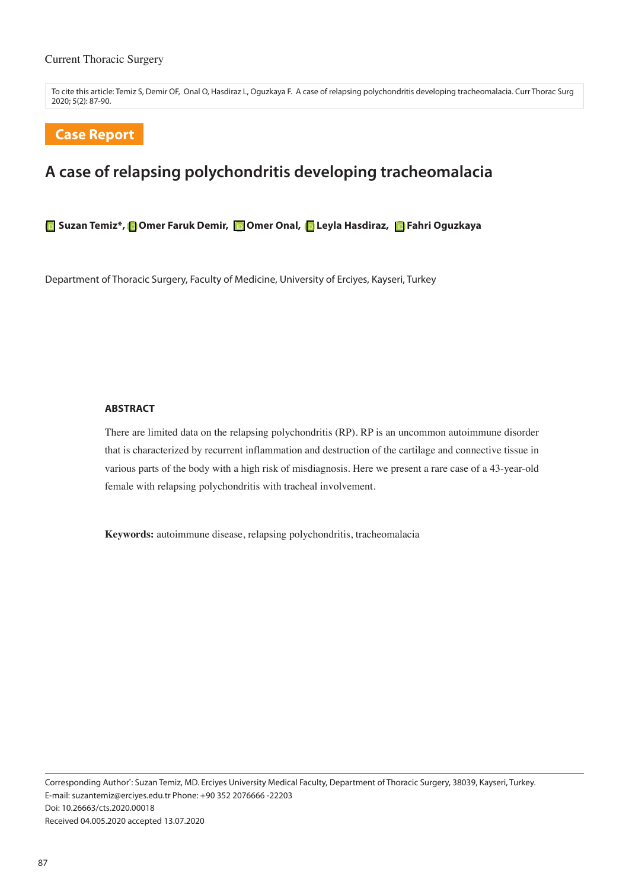Current Thoracic Surgery

To cite this article: Temiz S, Demir OF, Onal O, Hasdiraz L, Oguzkaya F. A case of relapsing polychondritis developing tracheomalacia. Curr Thorac Surg 2020; 5(2): 87-90.

**Case Report**

# A case of relapsing polychondritis developing tracheomalacia

**Suzan Temiz*, Omer Faruk Demir, Omer Onal, Leyla Hasdiraz, Fahri Oguzkaya**

Department of Thoracic Surgery, Faculty of Medicine, University of Erciyes, Kayseri, Turkey

## ABSTRACT

There are limited data on the relapsing polychondritis (RP). RP is an uncommon autoimmune disorder that is characterized by recurrent inflammation and destruction of the cartilage and connective tissue in various parts of the body with a high risk of misdiagnosis. Here we present a rare case of a 43-year-old female with relapsing polychondritis with tracheal involvement.

**Keywords:** autoimmune disease, relapsing polychondritis, tracheomalacia

Corresponding Author*: Suzan Temiz, MD. Erciyes University Medical Faculty, Department of Thoracic Surgery, 38039, Kayseri, Turkey.
E-mail: suzantemiz@erciyes.edu.tr Phone: +90 352 2076666 -22203
Doi: 10.26663/cts.2020.00018
Received 04.005.2020 accepted 13.07.2020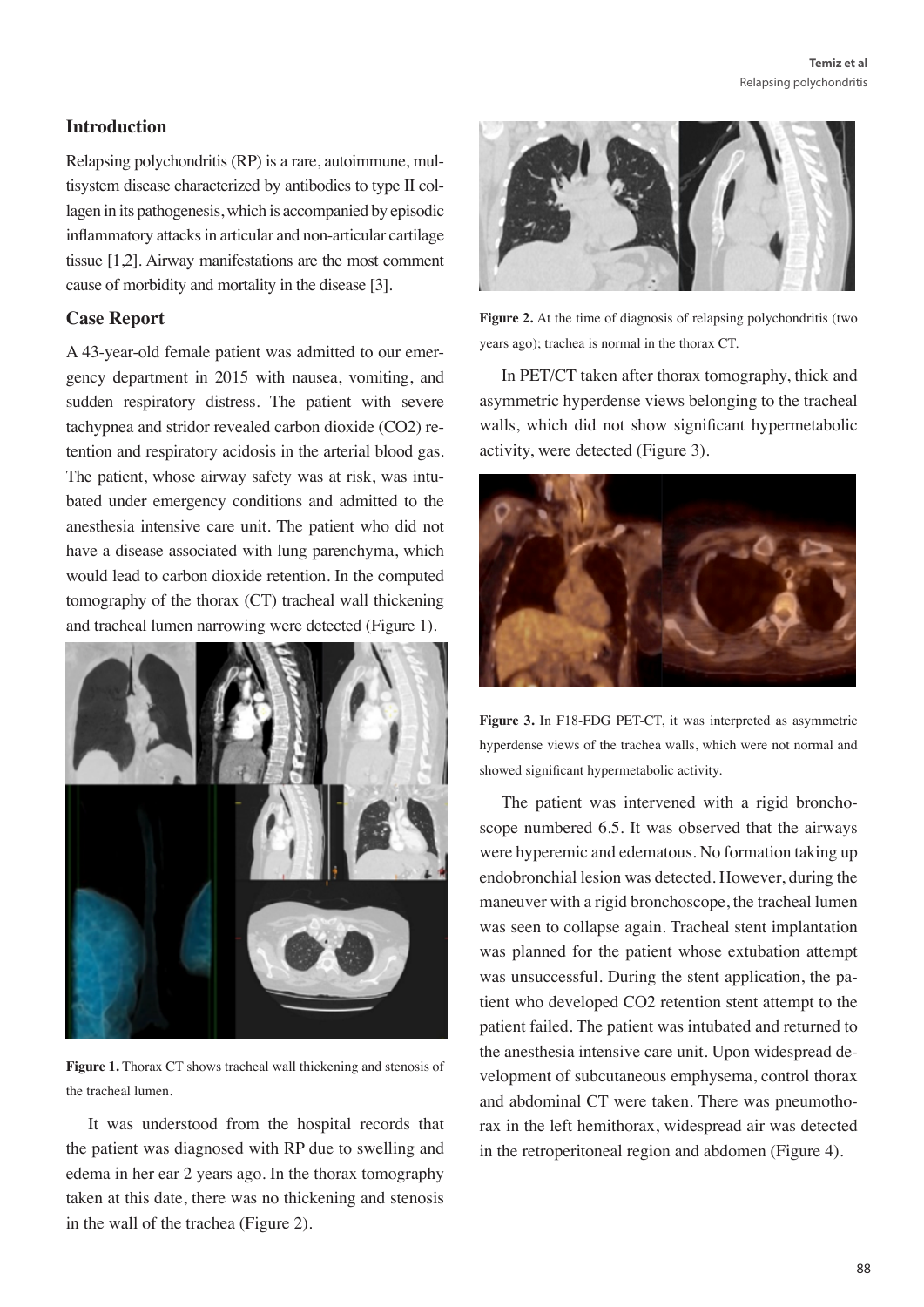## Introduction

Relapsing polychondritis (RP) is a rare, autoimmune, multisystem disease characterized by antibodies to type II collagen in its pathogenesis, which is accompanied by episodic inflammatory attacks in articular and non-articular cartilage tissue [1,2]. Airway manifestations are the most comment cause of morbidity and mortality in the disease [3].

## Case Report

A 43-year-old female patient was admitted to our emergency department in 2015 with nausea, vomiting, and sudden respiratory distress. The patient with severe tachypnea and stridor revealed carbon dioxide ($CO_2$) retention and respiratory acidosis in the arterial blood gas. The patient, whose airway safety was at risk, was intubated under emergency conditions and admitted to the anesthesia intensive care unit. The patient who did not have a disease associated with lung parenchyma, which would lead to carbon dioxide retention. In the computed tomography of the thorax (CT) tracheal wall thickening and tracheal lumen narrowing were detected (Figure 1).

**Figure 1.** Thorax CT shows tracheal wall thickening and stenosis of the tracheal lumen.

It was understood from the hospital records that the patient was diagnosed with RP due to swelling and edema in her ear 2 years ago. In the thorax tomography taken at this date, there was no thickening and stenosis in the wall of the trachea (Figure 2).

**Figure 2.** At the time of diagnosis of relapsing polychondritis (two years ago); trachea is normal in the thorax CT.

In PET/CT taken after thorax tomography, thick and asymmetric hyperdense views belonging to the tracheal walls, which did not show significant hypermetabolic activity, were detected (Figure 3).

**Figure 3.** In F18-FDG PET-CT, it was interpreted as asymmetric hyperdense views of the trachea walls, which were not normal and showed significant hypermetabolic activity.

The patient was intervened with a rigid bronchoscope numbered 6.5. It was observed that the airways were hyperemic and edematous. No formation taking up endobronchial lesion was detected. However, during the maneuver with a rigid bronchoscope, the tracheal lumen was seen to collapse again. Tracheal stent implantation was planned for the patient whose extubation attempt was unsuccessful. During the stent application, the patient who developed $CO_2$ retention stent attempt to the patient failed. The patient was intubated and returned to the anesthesia intensive care unit. Upon widespread development of subcutaneous emphysema, control thorax and abdominal CT were taken. There was pneumothorax in the left hemithorax, widespread air was detected in the retroperitoneal region and abdomen (Figure 4).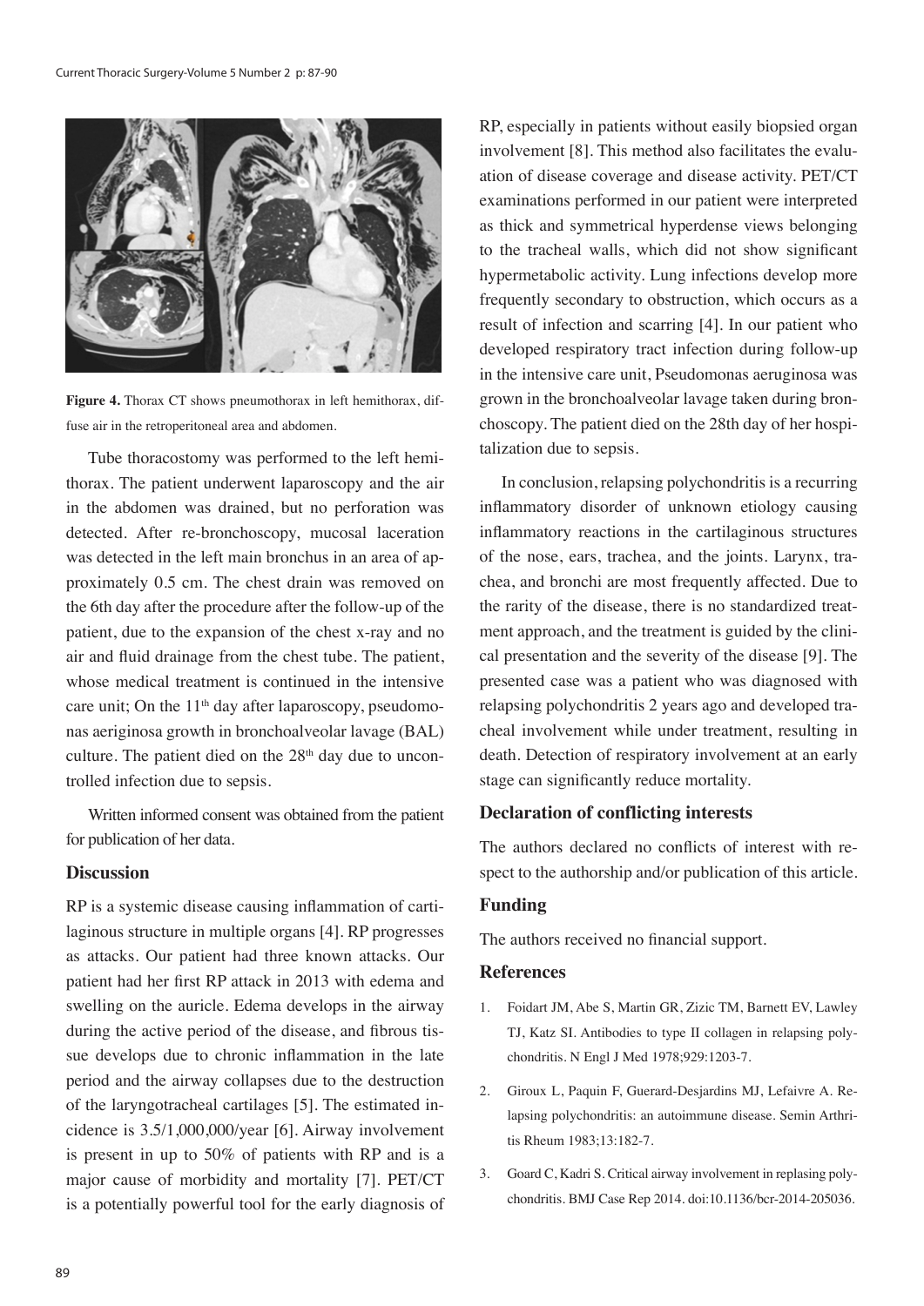**Figure 4.** Thorax CT shows pneumothorax in left hemithorax, diffuse air in the retroperitoneal area and abdomen.

Tube thoracostomy was performed to the left hemithorax. The patient underwent laparoscopy and the air in the abdomen was drained, but no perforation was detected. After re-bronchoscopy, mucosal laceration was detected in the left main bronchus in an area of approximately 0.5 cm. The chest drain was removed on the 6th day after the procedure after the follow-up of the patient, due to the expansion of the chest x-ray and no air and fluid drainage from the chest tube. The patient, whose medical treatment is continued in the intensive care unit; On the 11th day after laparoscopy, pseudomonas aeriginosa growth in bronchoalveolar lavage (BAL) culture. The patient died on the 28th day due to uncontrolled infection due to sepsis.

Written informed consent was obtained from the patient for publication of her data.

## Discussion

RP is a systemic disease causing inflammation of cartilaginous structure in multiple organs [4]. RP progresses as attacks. Our patient had three known attacks. Our patient had her first RP attack in 2013 with edema and swelling on the auricle. Edema develops in the airway during the active period of the disease, and fibrous tissue develops due to chronic inflammation in the late period and the airway collapses due to the destruction of the laryngotracheal cartilages [5]. The estimated incidence is 3.5/1,000,000/year [6]. Airway involvement is present in up to 50% of patients with RP and is a major cause of morbidity and mortality [7]. PET/CT is a potentially powerful tool for the early diagnosis of RP, especially in patients without easily biopsied organ involvement [8]. This method also facilitates the evaluation of disease coverage and disease activity. PET/CT examinations performed in our patient were interpreted as thick and symmetrical hyperdense views belonging to the tracheal walls, which did not show significant hypermetabolic activity. Lung infections develop more frequently secondary to obstruction, which occurs as a result of infection and scarring [4]. In our patient who developed respiratory tract infection during follow-up in the intensive care unit, Pseudomonas aeruginosa was grown in the bronchoalveolar lavage taken during bronchoscopy. The patient died on the 28th day of her hospitalization due to sepsis.

In conclusion, relapsing polychondritis is a recurring inflammatory disorder of unknown etiology causing inflammatory reactions in the cartilaginous structures of the nose, ears, trachea, and the joints. Larynx, trachea, and bronchi are most frequently affected. Due to the rarity of the disease, there is no standardized treatment approach, and the treatment is guided by the clinical presentation and the severity of the disease [9]. The presented case was a patient who was diagnosed with relapsing polychondritis 2 years ago and developed tracheal involvement while under treatment, resulting in death. Detection of respiratory involvement at an early stage can significantly reduce mortality.

## Declaration of conflicting interests

The authors declared no conflicts of interest with respect to the authorship and/or publication of this article.

## Funding

The authors received no financial support.

## References

1. Foidart JM, Abe S, Martin GR, Zizic TM, Barnett EV, Lawley TJ, Katz SI. Antibodies to type II collagen in relapsing polychondritis. N Engl J Med 1978;929:1203-7.
2. Giroux L, Paquin F, Guerard-Desjardins MJ, Lefaivre A. Relapsing polychondritis: an autoimmune disease. Semin Arthritis Rheum 1983;13:182-7.
3. Goard C, Kadri S. Critical airway involvement in replasing polychondritis. BMJ Case Rep 2014. doi:10.1136/bcr-2014-205036.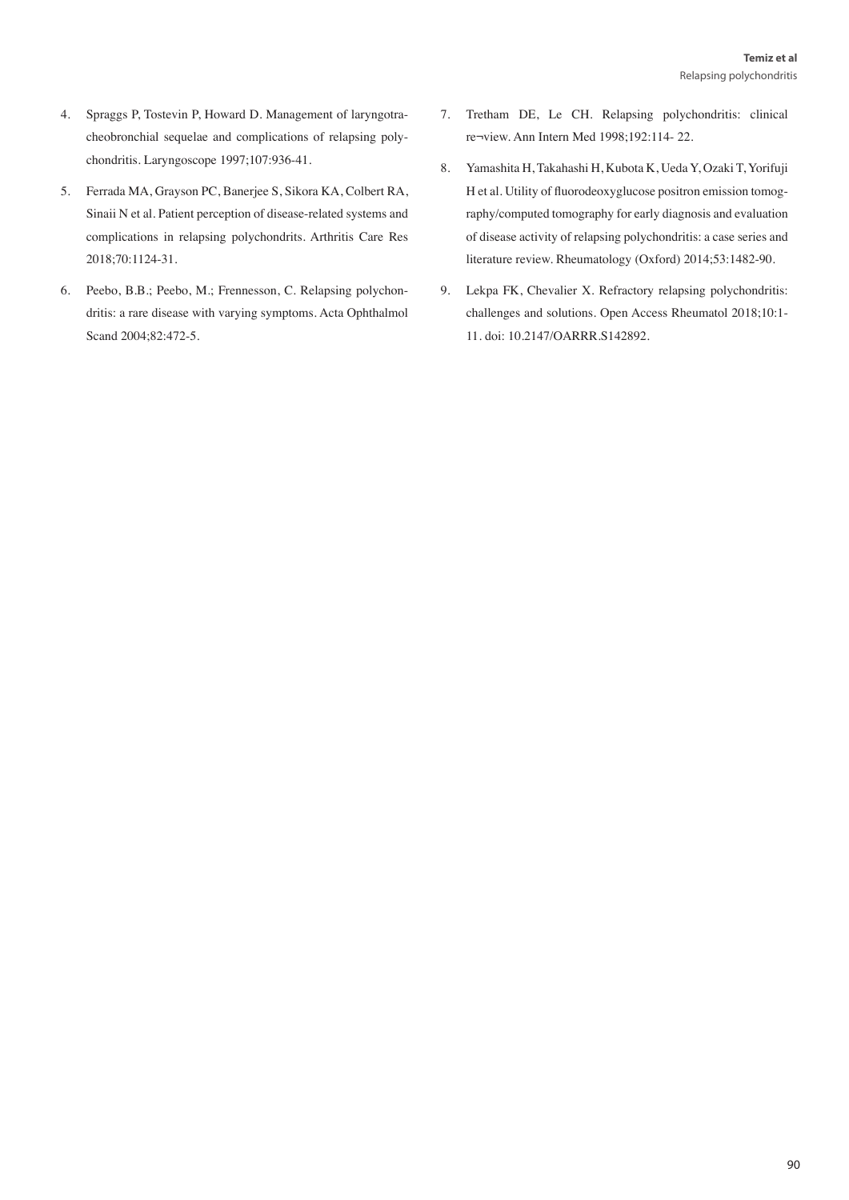4. Spraggs P, Tostevin P, Howard D. Management of laryngotracheobronchial sequelae and complications of relapsing polychondritis. Laryngoscope 1997;107:936-41.
5. Ferrada MA, Grayson PC, Banerjee S, Sikora KA, Colbert RA, Sinaii N et al. Patient perception of disease-related systems and complications in relapsing polychondrits. Arthritis Care Res 2018;70:1124-31.
6. Peebo, B.B.; Peebo, M.; Frennesson, C. Relapsing polychondritis: a rare disease with varying symptoms. Acta Ophthalmol Scand 2004;82:472-5.
7. Tretham DE, Le CH. Relapsing polychondritis: clinical re¬view. Ann Intern Med 1998;192:114- 22.
8. Yamashita H, Takahashi H, Kubota K, Ueda Y, Ozaki T, Yorifuji H et al. Utility of fluorodeoxyglucose positron emission tomography/computed tomography for early diagnosis and evaluation of disease activity of relapsing polychondritis: a case series and literature review. Rheumatology (Oxford) 2014;53:1482-90.
9. Lekpa FK, Chevalier X. Refractory relapsing polychondritis: challenges and solutions. Open Access Rheumatol 2018;10:1-11. doi: 10.2147/OARRR.S142892.